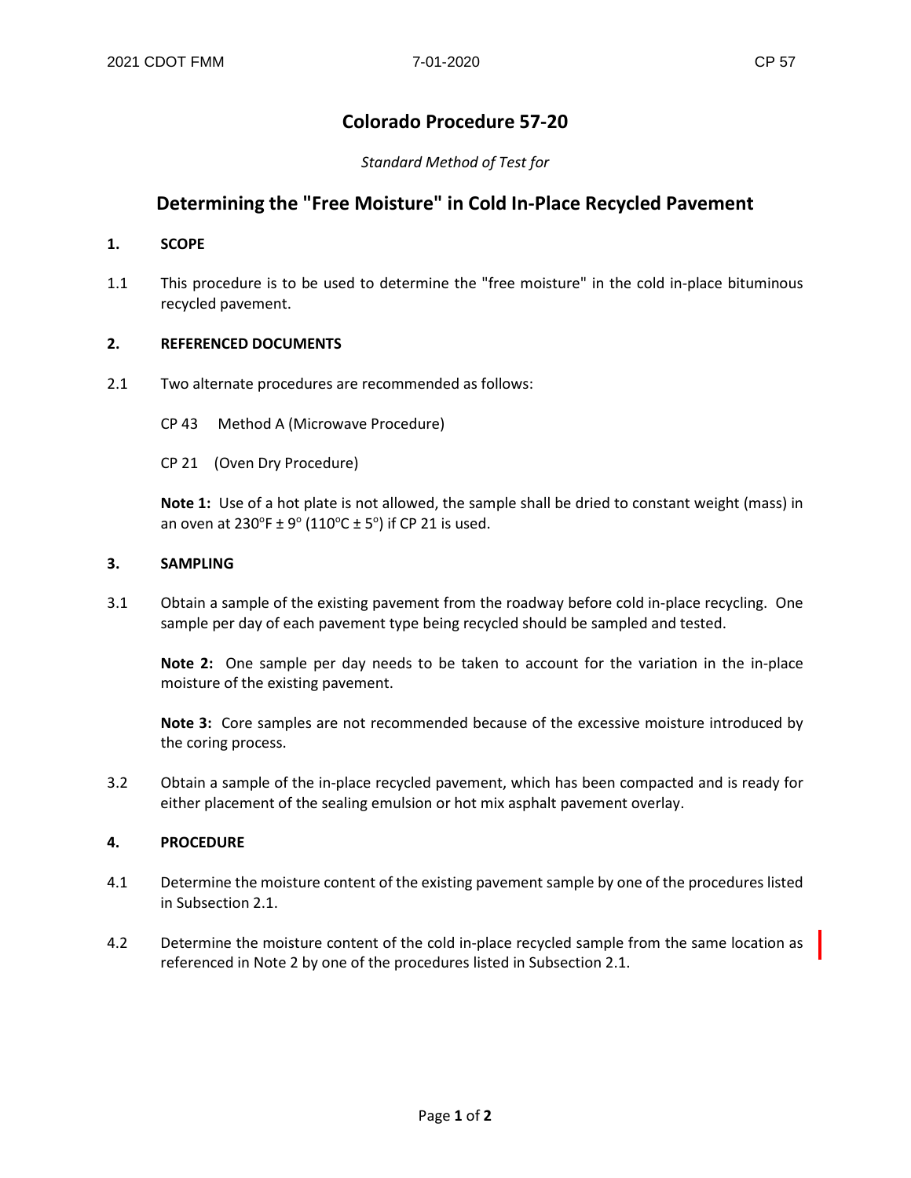# Colorado Procedure 57-20

*Standard Method of Test for*

## Determining the "Free Moisture" in Cold In-Place Recycled Pavement

### 1. SCOPE

1.1 This procedure is to be used to determine the "free moisture" in the cold in-place bituminous recycled pavement.

### 2. REFERENCED DOCUMENTS

2.1 Two alternate procedures are recommended as follows:

CP 43 Method A (Microwave Procedure)

CP 21 (Oven Dry Procedure)

**Note 1:** Use of a hot plate is not allowed, the sample shall be dried to constant weight (mass) in an oven at 230°F ± 9° (110°C ± 5°) if CP 21 is used.

### 3. SAMPLING

3.1 Obtain a sample of the existing pavement from the roadway before cold in-place recycling. One sample per day of each pavement type being recycled should be sampled and tested.

**Note 2:** One sample per day needs to be taken to account for the variation in the in-place moisture of the existing pavement.

**Note 3:** Core samples are not recommended because of the excessive moisture introduced by the coring process.

3.2 Obtain a sample of the in-place recycled pavement, which has been compacted and is ready for either placement of the sealing emulsion or hot mix asphalt pavement overlay.

### 4. PROCEDURE

4.1 Determine the moisture content of the existing pavement sample by one of the procedures listed in Subsection 2.1.

4.2 Determine the moisture content of the cold in-place recycled sample from the same location as referenced in Note 2 by one of the procedures listed in Subsection 2.1.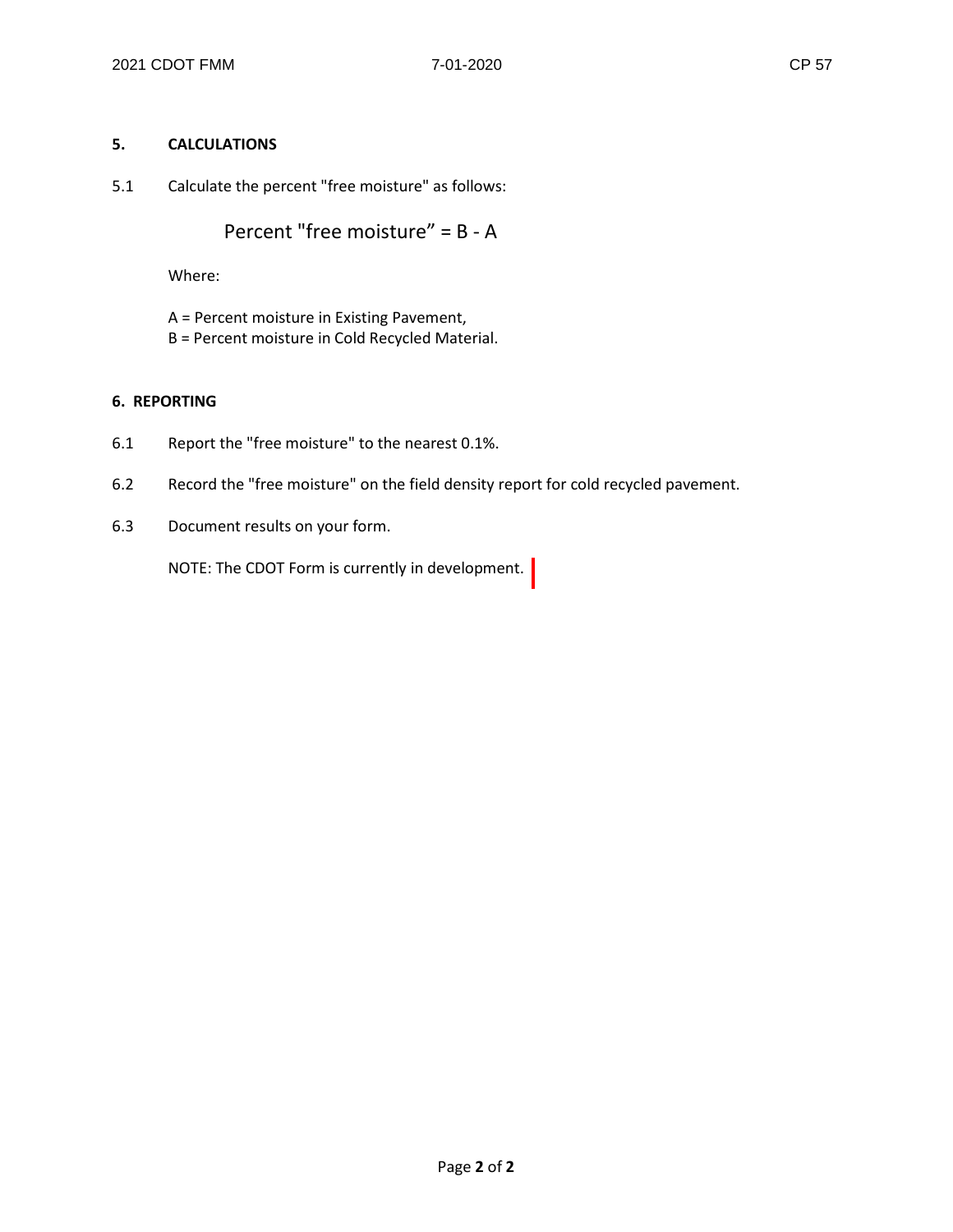## 5. CALCULATIONS

5.1 Calculate the percent "free moisture" as follows:

$$\text{Percent "free moisture"} = B - A$$

Where:

A = Percent moisture in Existing Pavement,
B = Percent moisture in Cold Recycled Material.

## 6. REPORTING

6.1 Report the "free moisture" to the nearest 0.1%.

6.2 Record the "free moisture" on the field density report for cold recycled pavement.

6.3 Document results on your form.

NOTE: The CDOT Form is currently in development.